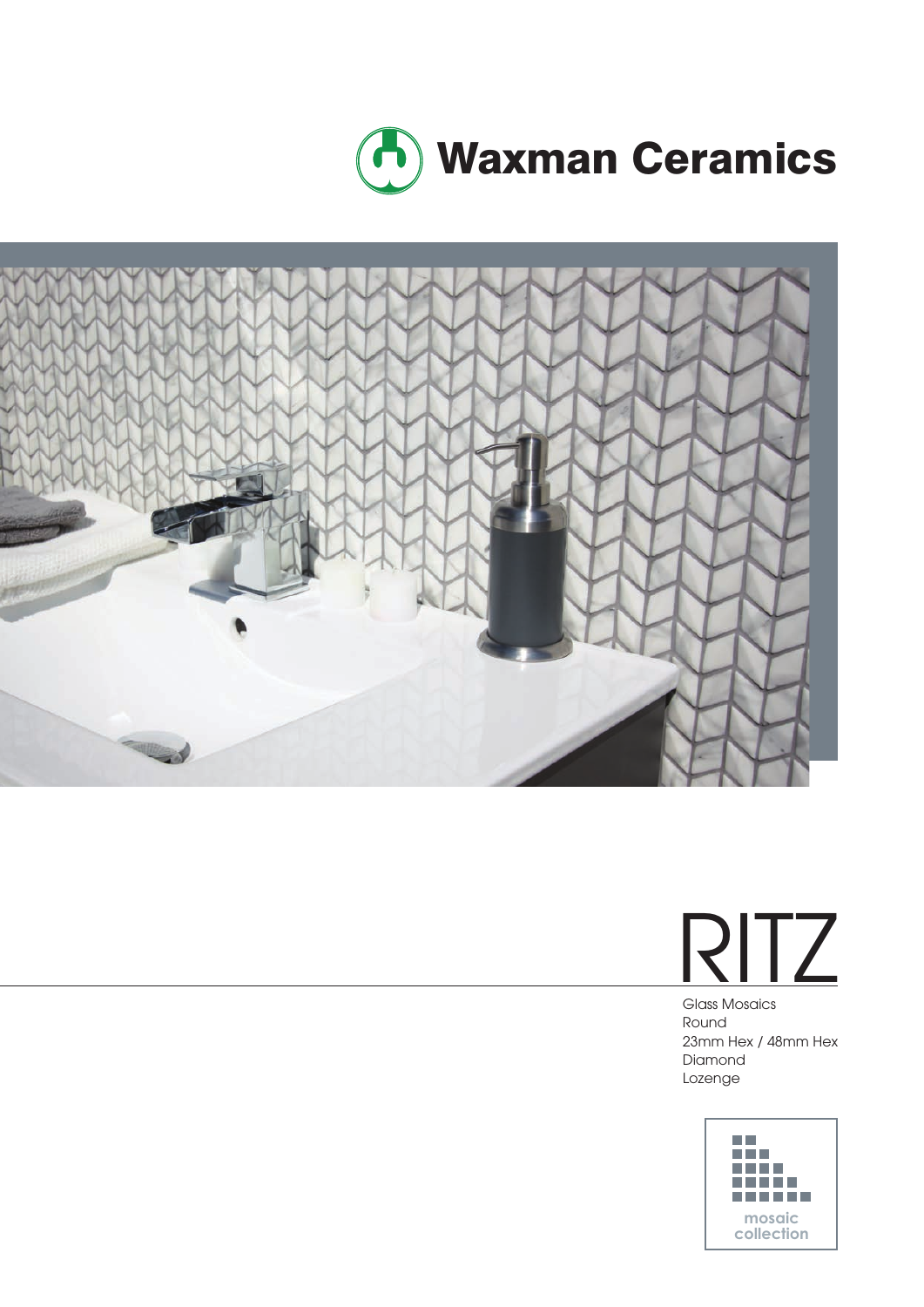**Waxman Ceramics**

# RITZ

Glass Mosaics
Round
23mm Hex / 48mm Hex
Diamond
Lozenge

mosaic collection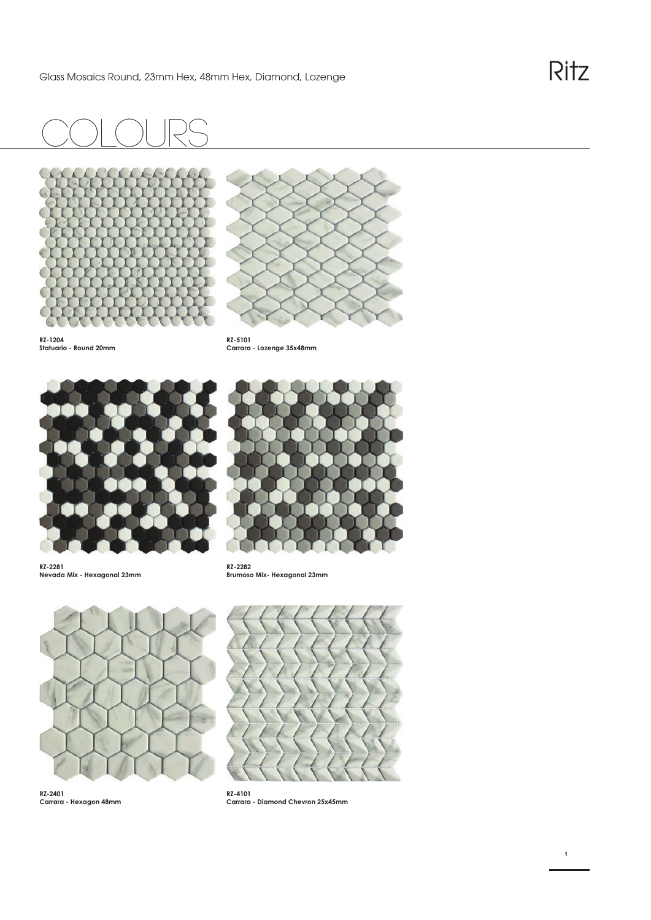Glass Mosaics Round, 23mm Hex, 48mm Hex, Diamond, Lozenge

Ritz

# COLOURS

**RZ-1204**
**Statuario - Round 20mm**

**RZ-5101**
**Carrara - Lozenge 35x48mm**

**RZ-2281**
**Nevada Mix - Hexagonal 23mm**

**RZ-2282**
**Brumoso Mix- Hexagonal 23mm**

**RZ-2401**
**Carrara - Hexagon 48mm**

**RZ-4101**
**Carrara - Diamond Chevron 25x45mm**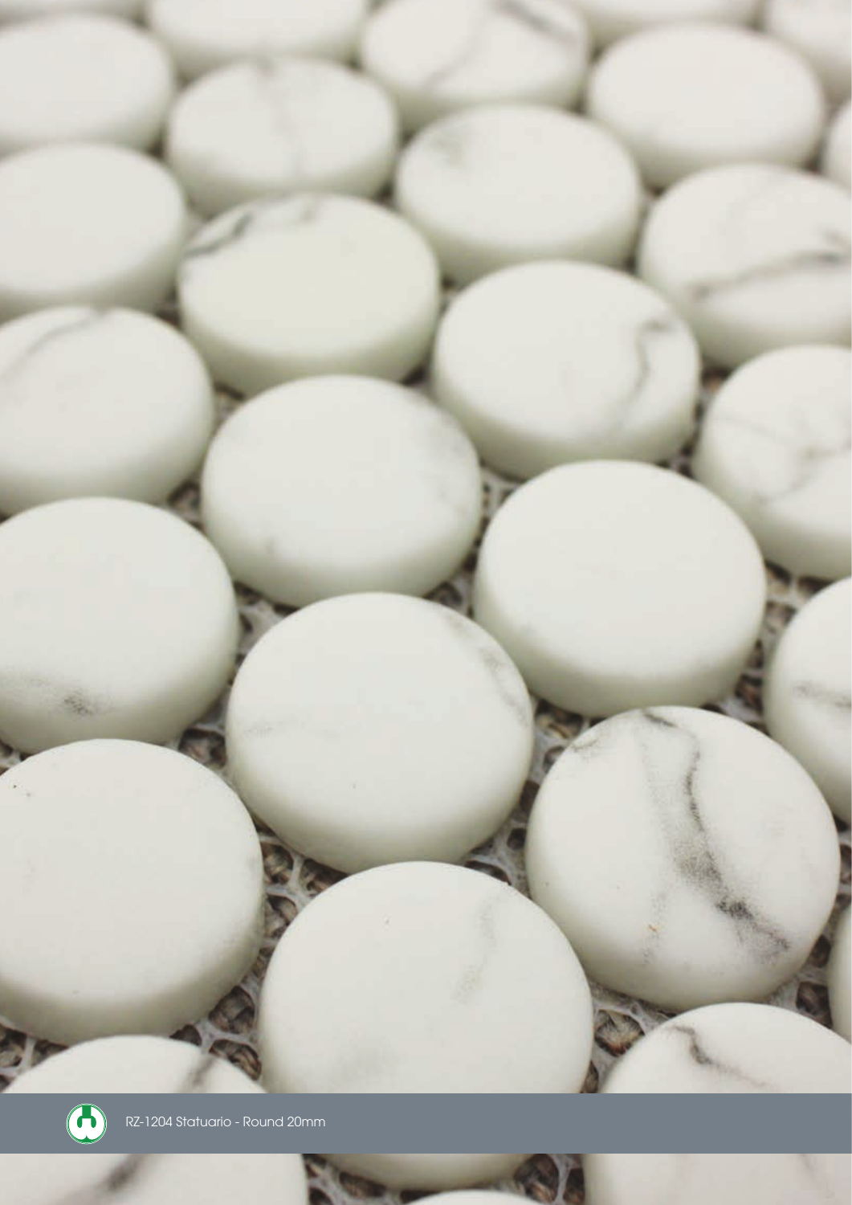RZ-1204 Statuario - Round 20mm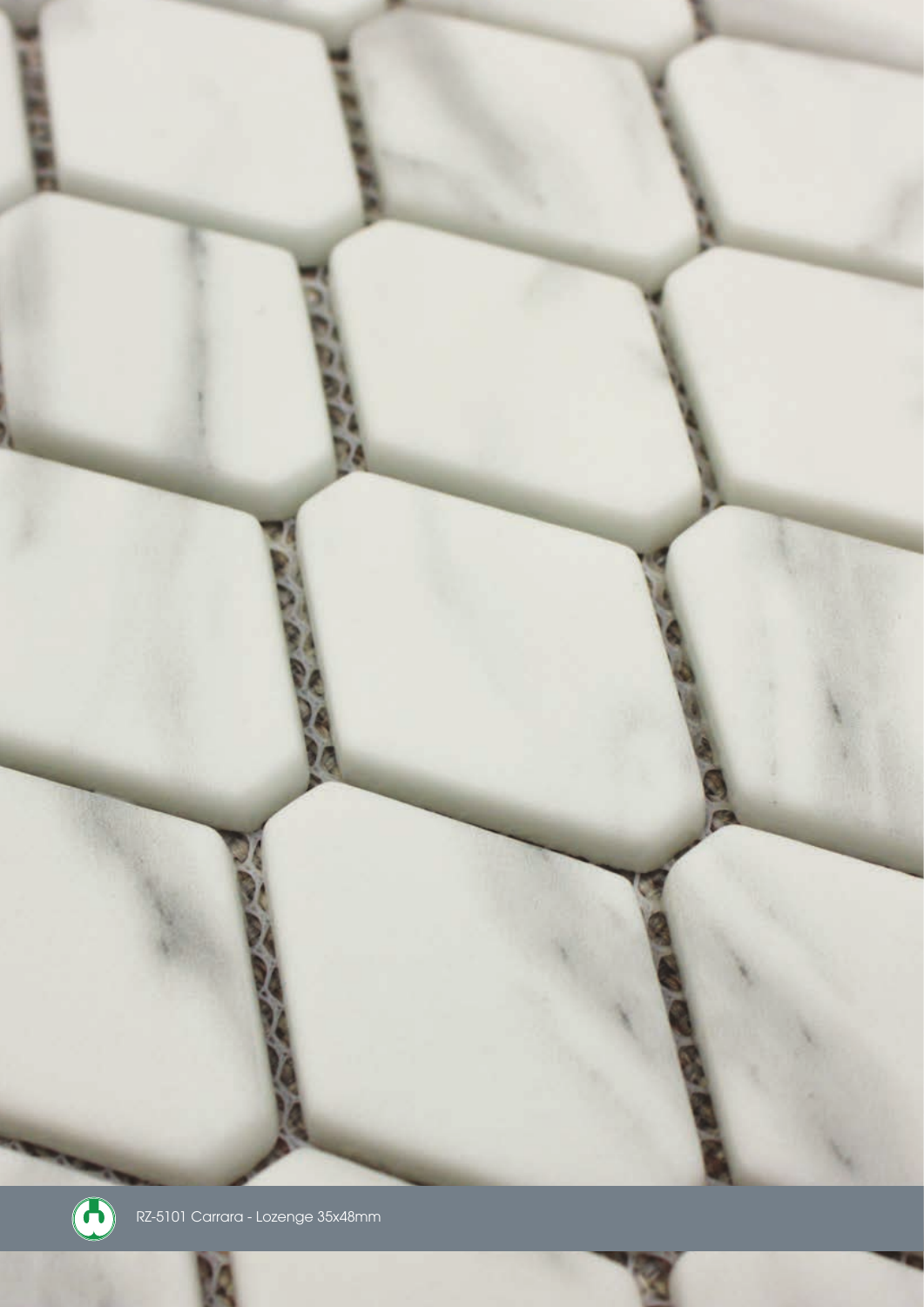RZ-5101 Carrara - Lozenge 35x48mm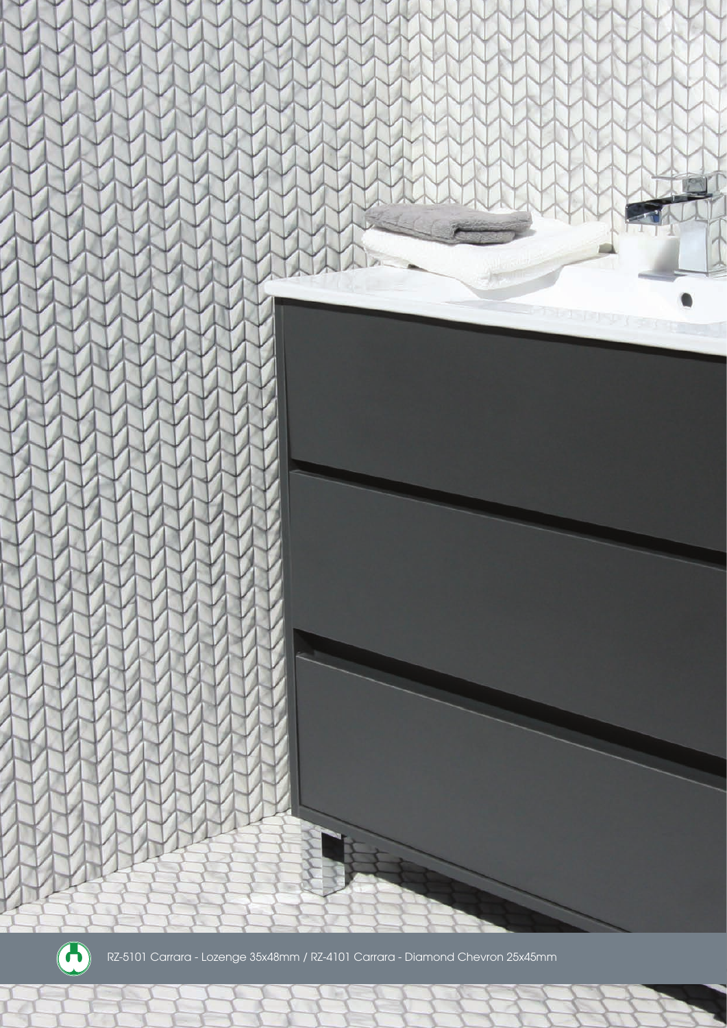RZ-5101 Carrara - Lozenge 35x48mm / RZ-4101 Carrara - Diamond Chevron 25x45mm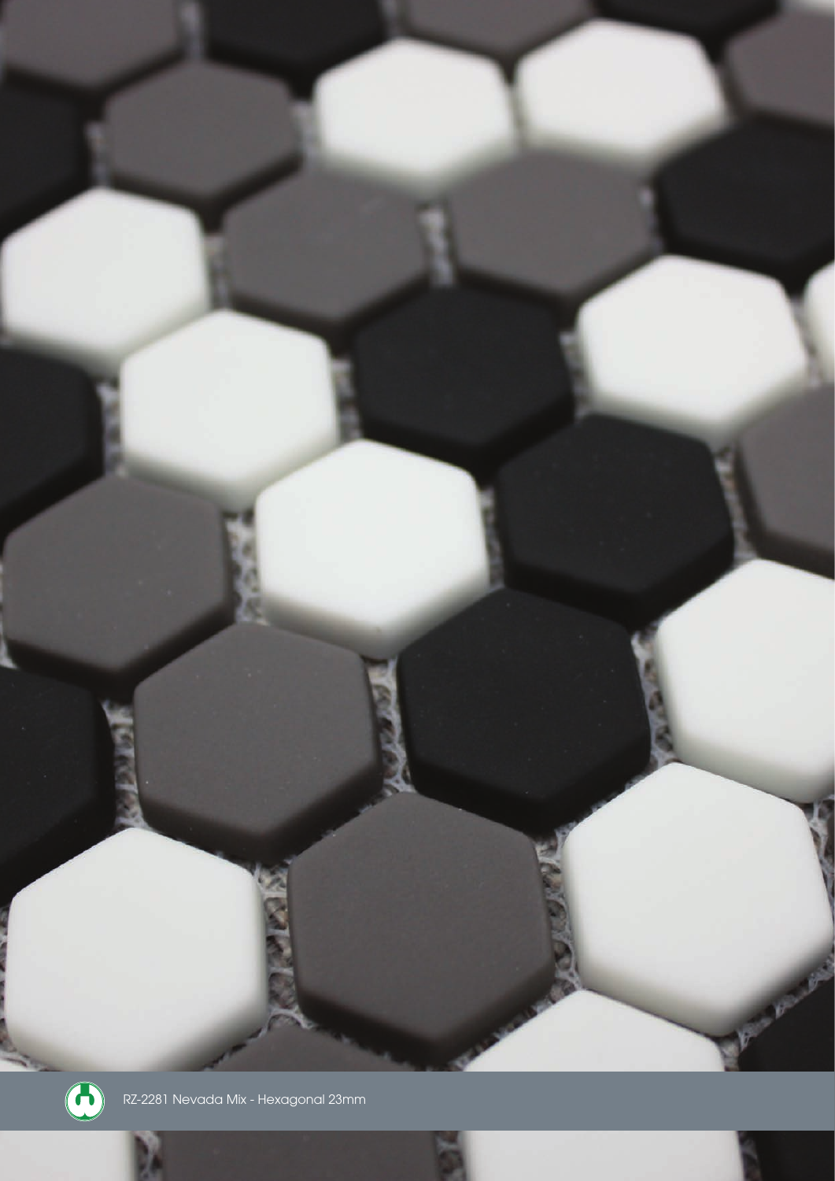RZ-2281 Nevada Mix - Hexagonal 23mm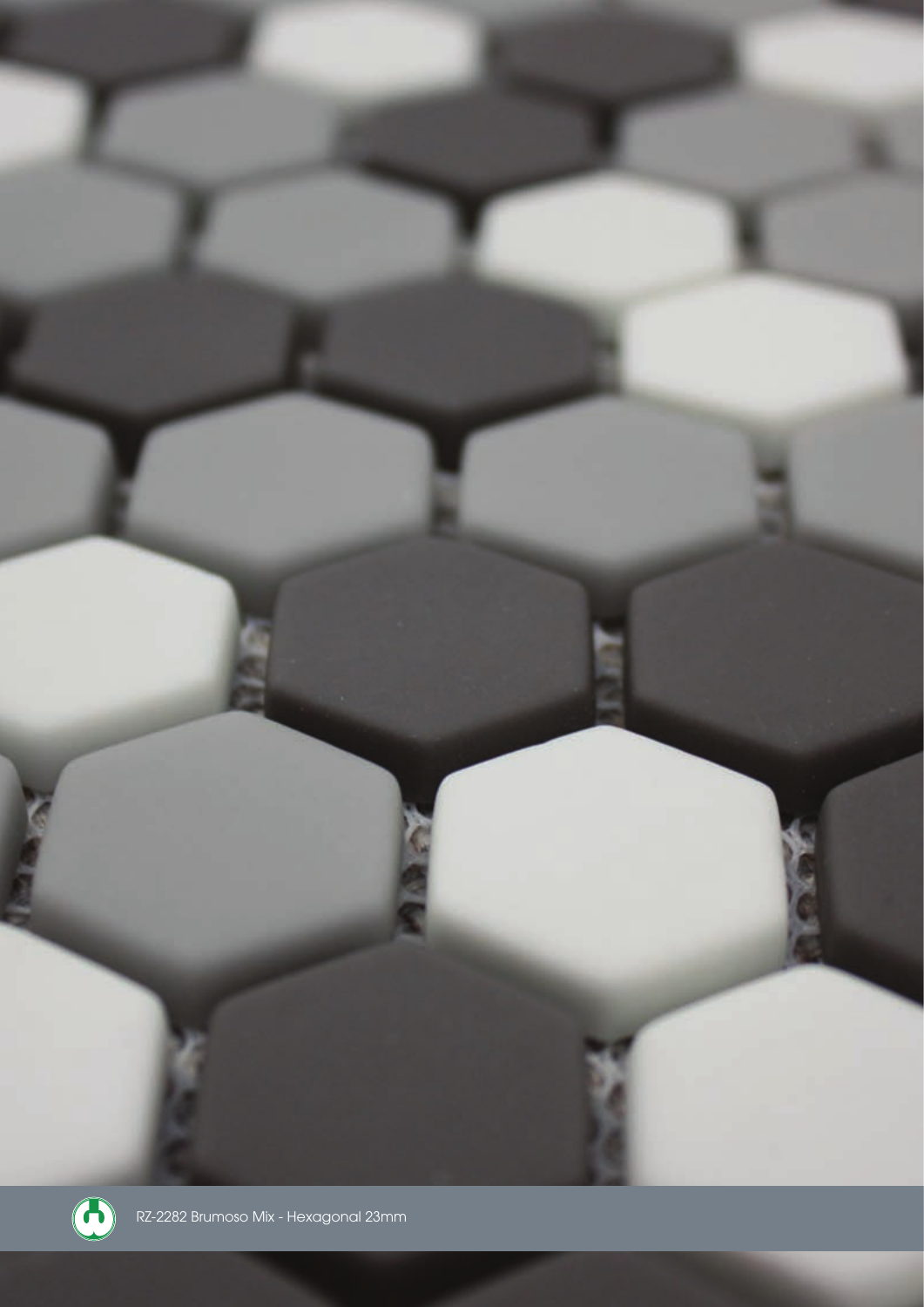RZ-2282 Brumoso Mix - Hexagonal 23mm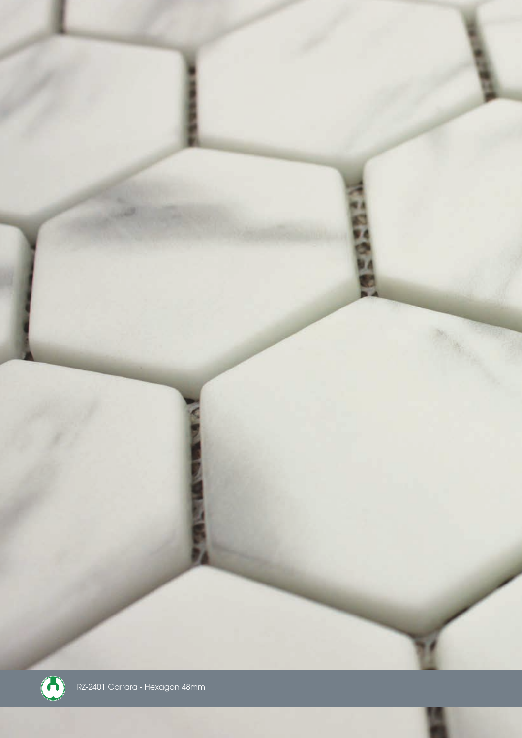RZ-2401 Carrara - Hexagon 48mm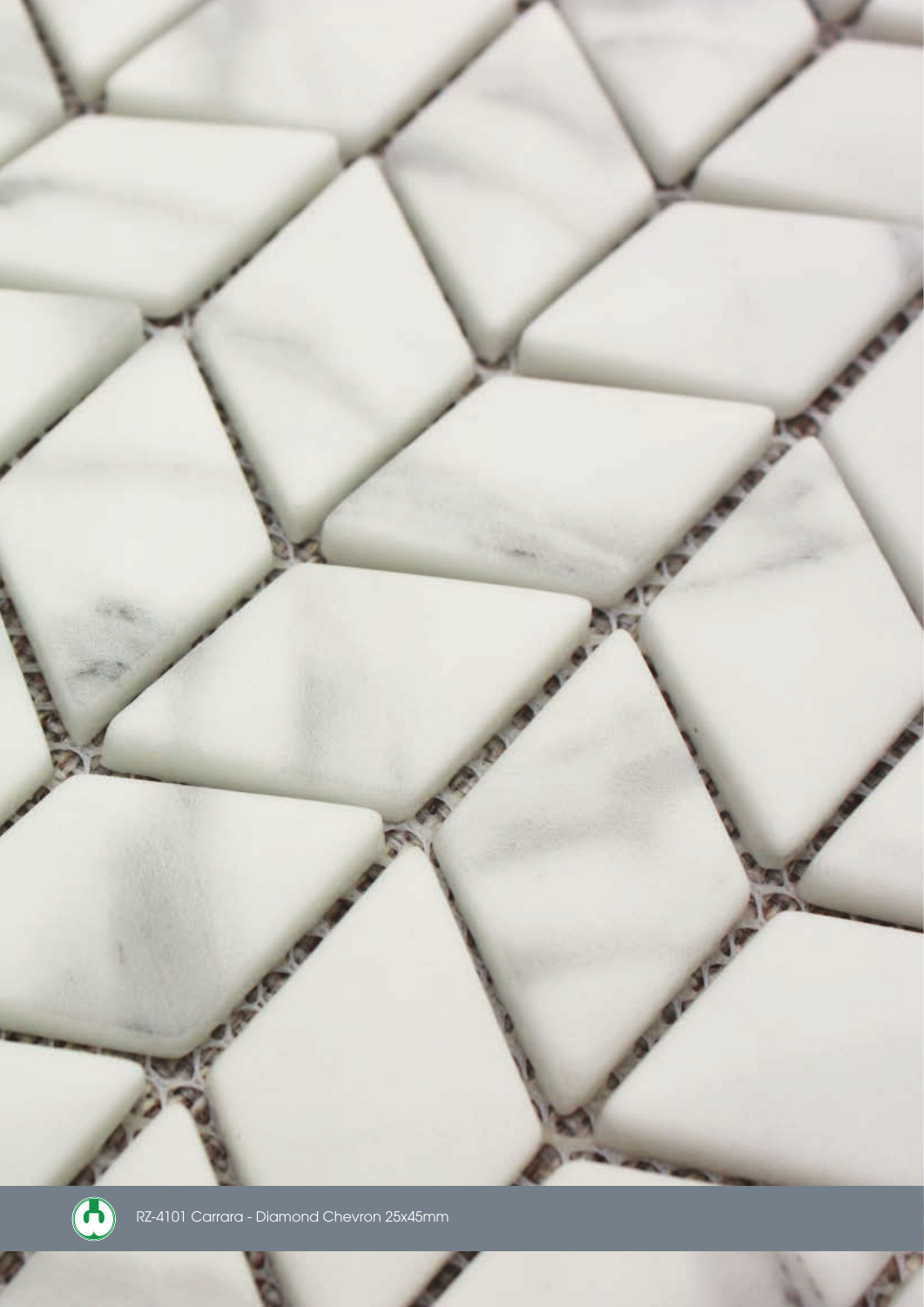RZ-4101 Carrara - Diamond Chevron 25x45mm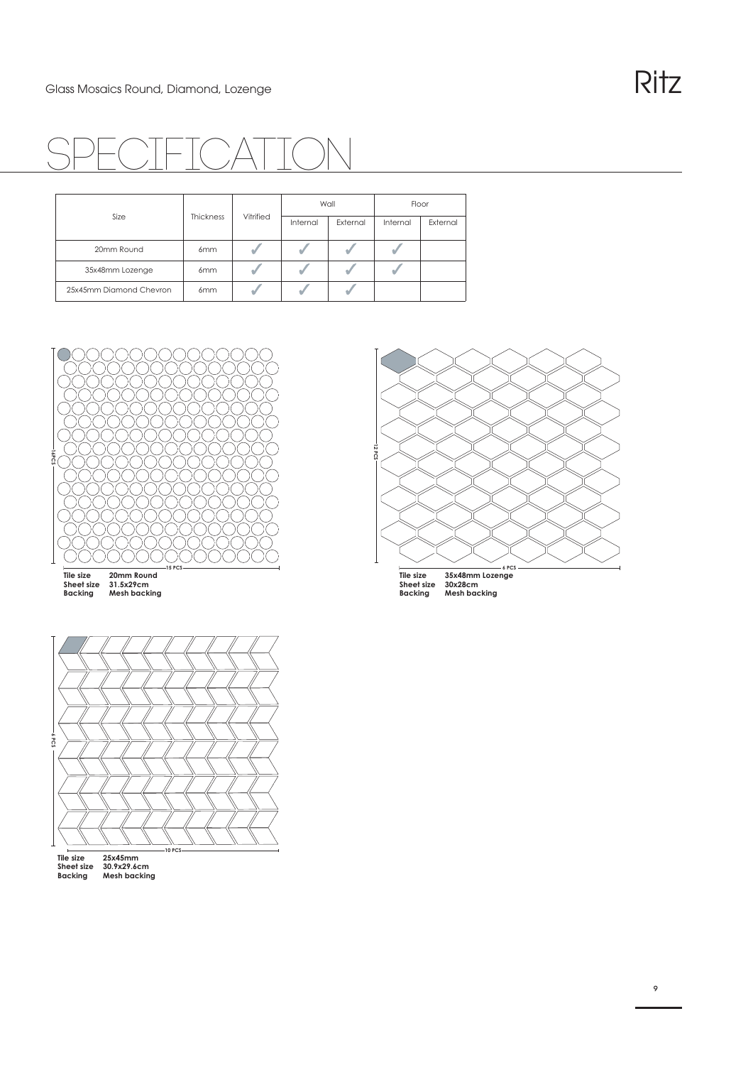Glass Mosaics Round, Diamond, Lozenge

# SPECIFICATION

| Size | Thickness | Vitrified | Wall | | Floor | |
|---|---|---|---|---|---|---|
| | | | Internal | External | Internal | External |
| 20mm Round | 6mm | ✓ | ✓ | ✓ | ✓ | |
| 35x48mm Lozenge | 6mm | ✓ | ✓ | ✓ | ✓ | |
| 25x45mm Diamond Chevron | 6mm | ✓ | ✓ | ✓ | | |

16PCS

15 PCS

**Tile size** **20mm Round**
**Sheet size** **31.5x29cm**
**Backing** **Mesh backing**

12 PCS

6 PCS

**Tile size** **35x48mm Lozenge**
**Sheet size** **30x28cm**
**Backing** **Mesh backing**

6 PCS

10 PCS

**Tile size** **25x45mm**
**Sheet size** **30.9x29.6cm**
**Backing** **Mesh backing**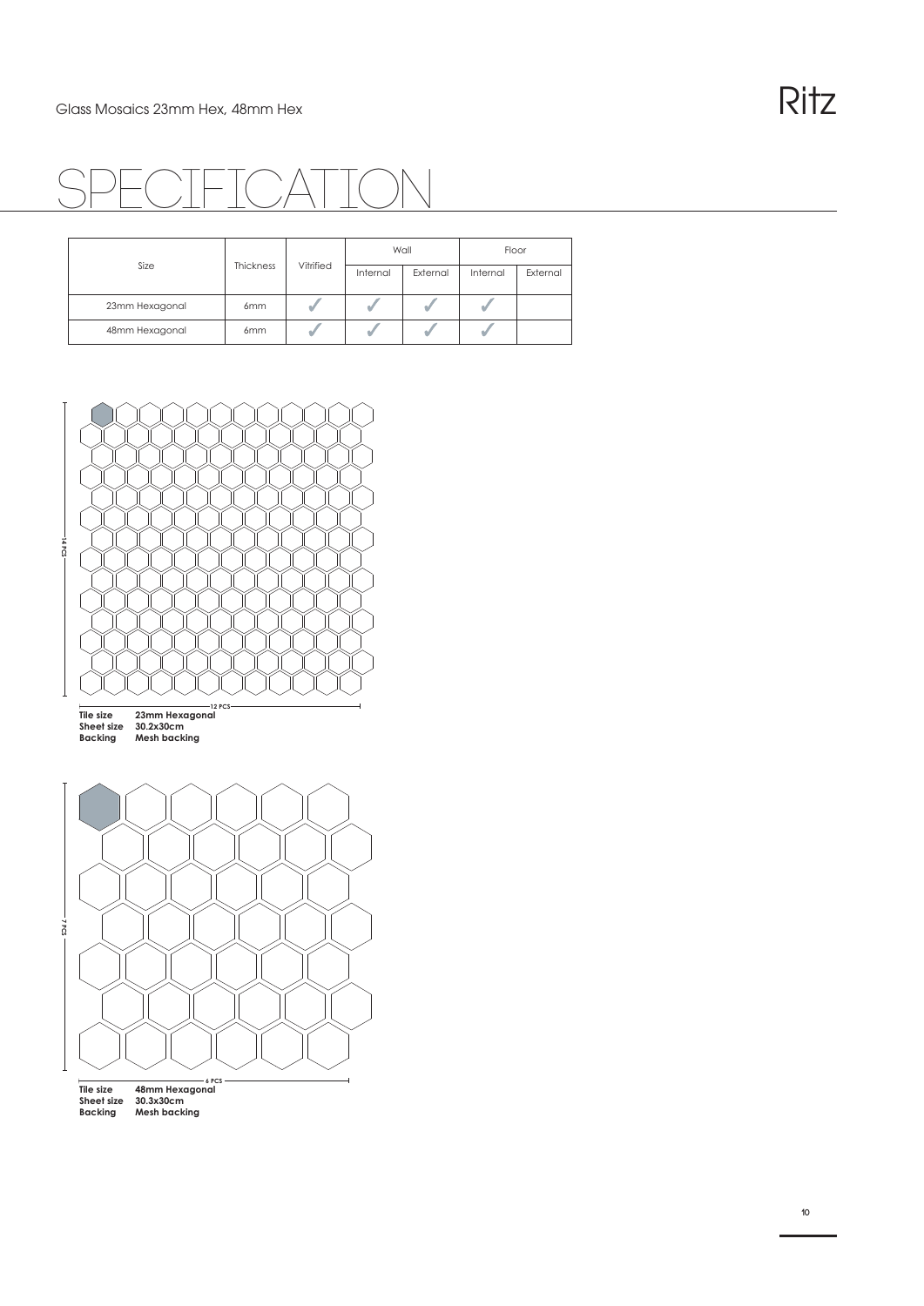Glass Mosaics 23mm Hex, 48mm Hex

# SPECIFICATION

| Size | Thickness | Vitrified | Wall | | Floor | |
|---|---|---|---|---|---|---|
| | | | Internal | External | Internal | External |
| 23mm Hexagonal | 6mm | ✔ | ✔ | ✔ | ✔ | |
| 48mm Hexagonal | 6mm | ✔ | ✔ | ✔ | ✔ | |

14 PCS

12 PCS

**Tile size** **23mm Hexagonal**
**Sheet size** **30.2x30cm**
**Backing** **Mesh backing**

7 PCS

6 PCS

**Tile size** **48mm Hexagonal**
**Sheet size** **30.3x30cm**
**Backing** **Mesh backing**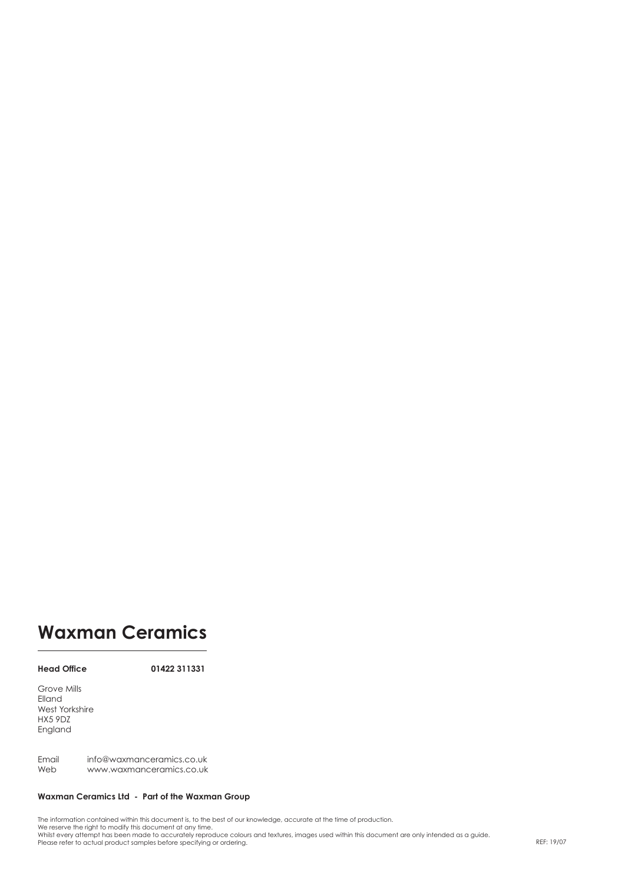# Waxman Ceramics

**Head Office** **01422 311331**

Grove Mills
Elland
West Yorkshire
HX5 9DZ
England

Email info@waxmanceramics.co.uk
Web www.waxmanceramics.co.uk

**Waxman Ceramics Ltd - Part of the Waxman Group**

The information contained within this document is, to the best of our knowledge, accurate at the time of production.
We reserve the right to modify this document at any time.
Whilst every attempt has been made to accurately reproduce colours and textures, images used within this document are only intended as a guide.
Please refer to actual product samples before specifying or ordering.

REF: 19/07